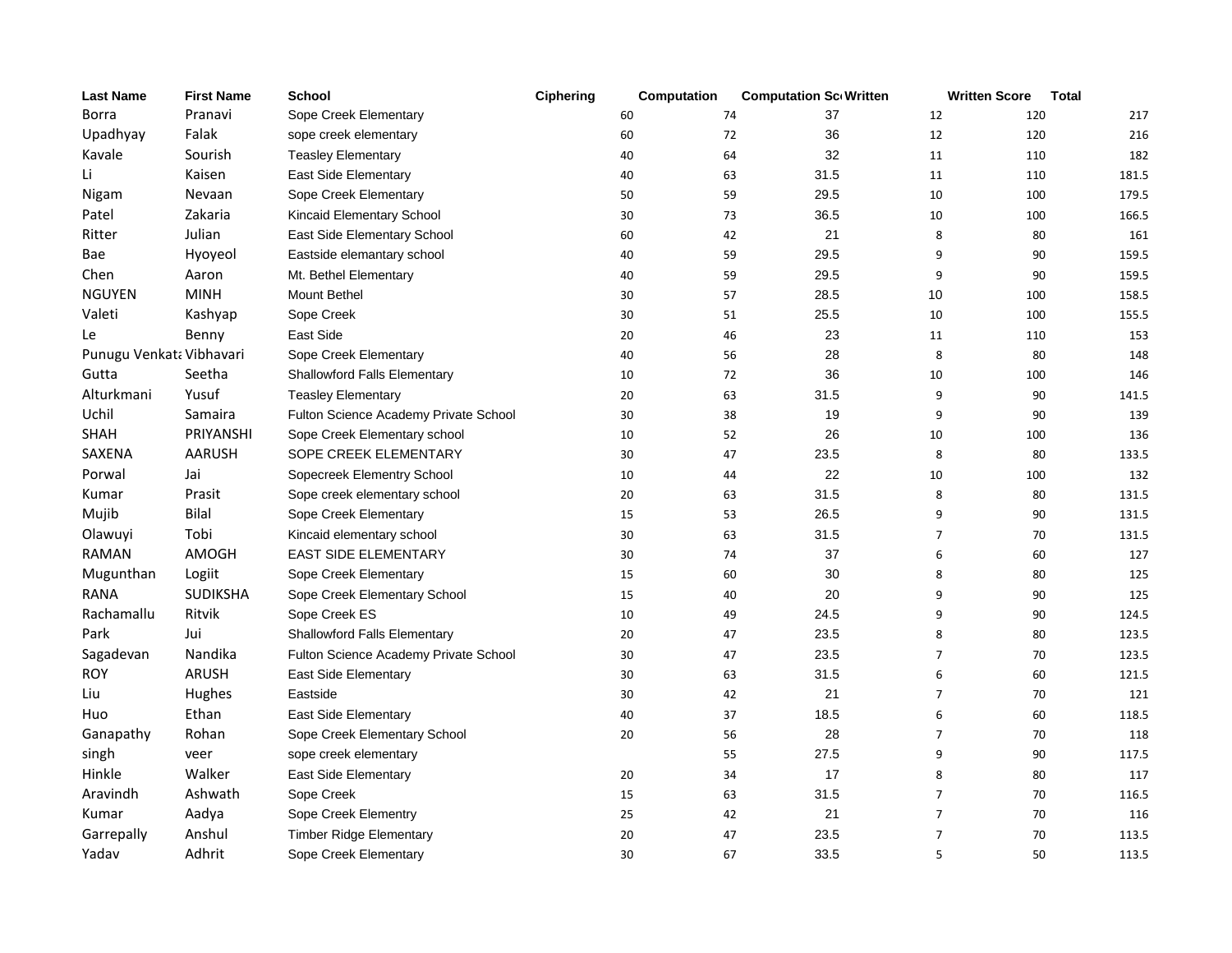| Last Name | First Name | School | Ciphering | Computation | Computation Sc | Written | Written Score | Total |
|---|---|---|---|---|---|---|---|---|
| Borra | Pranavi | Sope Creek Elementary | 60 | 74 | 37 | 12 | 120 | 217 |
| Upadhyay | Falak | sope creek elementary | 60 | 72 | 36 | 12 | 120 | 216 |
| Kavale | Sourish | Teasley Elementary | 40 | 64 | 32 | 11 | 110 | 182 |
| Li | Kaisen | East Side Elementary | 40 | 63 | 31.5 | 11 | 110 | 181.5 |
| Nigam | Nevaan | Sope Creek Elementary | 50 | 59 | 29.5 | 10 | 100 | 179.5 |
| Patel | Zakaria | Kincaid Elementary School | 30 | 73 | 36.5 | 10 | 100 | 166.5 |
| Ritter | Julian | East Side Elementary School | 60 | 42 | 21 | 8 | 80 | 161 |
| Bae | Hyoyeol | Eastside elemantary school | 40 | 59 | 29.5 | 9 | 90 | 159.5 |
| Chen | Aaron | Mt. Bethel Elementary | 40 | 59 | 29.5 | 9 | 90 | 159.5 |
| NGUYEN | MINH | Mount Bethel | 30 | 57 | 28.5 | 10 | 100 | 158.5 |
| Valeti | Kashyap | Sope Creek | 30 | 51 | 25.5 | 10 | 100 | 155.5 |
| Le | Benny | East Side | 20 | 46 | 23 | 11 | 110 | 153 |
| Punugu Venkata | Vibhavari | Sope Creek Elementary | 40 | 56 | 28 | 8 | 80 | 148 |
| Gutta | Seetha | Shallowford Falls Elementary | 10 | 72 | 36 | 10 | 100 | 146 |
| Alturkmani | Yusuf | Teasley Elementary | 20 | 63 | 31.5 | 9 | 90 | 141.5 |
| Uchil | Samaira | Fulton Science Academy Private School | 30 | 38 | 19 | 9 | 90 | 139 |
| SHAH | PRIYANSHI | Sope Creek Elementary school | 10 | 52 | 26 | 10 | 100 | 136 |
| SAXENA | AARUSH | SOPE CREEK ELEMENTARY | 30 | 47 | 23.5 | 8 | 80 | 133.5 |
| Porwal | Jai | Sopecreek Elementry School | 10 | 44 | 22 | 10 | 100 | 132 |
| Kumar | Prasit | Sope creek elementary school | 20 | 63 | 31.5 | 8 | 80 | 131.5 |
| Mujib | Bilal | Sope Creek Elementary | 15 | 53 | 26.5 | 9 | 90 | 131.5 |
| Olawuyi | Tobi | Kincaid elementary school | 30 | 63 | 31.5 | 7 | 70 | 131.5 |
| RAMAN | AMOGH | EAST SIDE ELEMENTARY | 30 | 74 | 37 | 6 | 60 | 127 |
| Mugunthan | Logiit | Sope Creek Elementary | 15 | 60 | 30 | 8 | 80 | 125 |
| RANA | SUDIKSHA | Sope Creek Elementary School | 15 | 40 | 20 | 9 | 90 | 125 |
| Rachamallu | Ritvik | Sope Creek ES | 10 | 49 | 24.5 | 9 | 90 | 124.5 |
| Park | Jui | Shallowford Falls Elementary | 20 | 47 | 23.5 | 8 | 80 | 123.5 |
| Sagadevan | Nandika | Fulton Science Academy Private School | 30 | 47 | 23.5 | 7 | 70 | 123.5 |
| ROY | ARUSH | East Side Elementary | 30 | 63 | 31.5 | 6 | 60 | 121.5 |
| Liu | Hughes | Eastside | 30 | 42 | 21 | 7 | 70 | 121 |
| Huo | Ethan | East Side Elementary | 40 | 37 | 18.5 | 6 | 60 | 118.5 |
| Ganapathy | Rohan | Sope Creek Elementary School | 20 | 56 | 28 | 7 | 70 | 118 |
| singh | veer | sope creek elementary | | 55 | 27.5 | 9 | 90 | 117.5 |
| Hinkle | Walker | East Side Elementary | 20 | 34 | 17 | 8 | 80 | 117 |
| Aravindh | Ashwath | Sope Creek | 15 | 63 | 31.5 | 7 | 70 | 116.5 |
| Kumar | Aadya | Sope Creek Elementry | 25 | 42 | 21 | 7 | 70 | 116 |
| Garrepally | Anshul | Timber Ridge Elementary | 20 | 47 | 23.5 | 7 | 70 | 113.5 |
| Yadav | Adhrit | Sope Creek Elementary | 30 | 67 | 33.5 | 5 | 50 | 113.5 |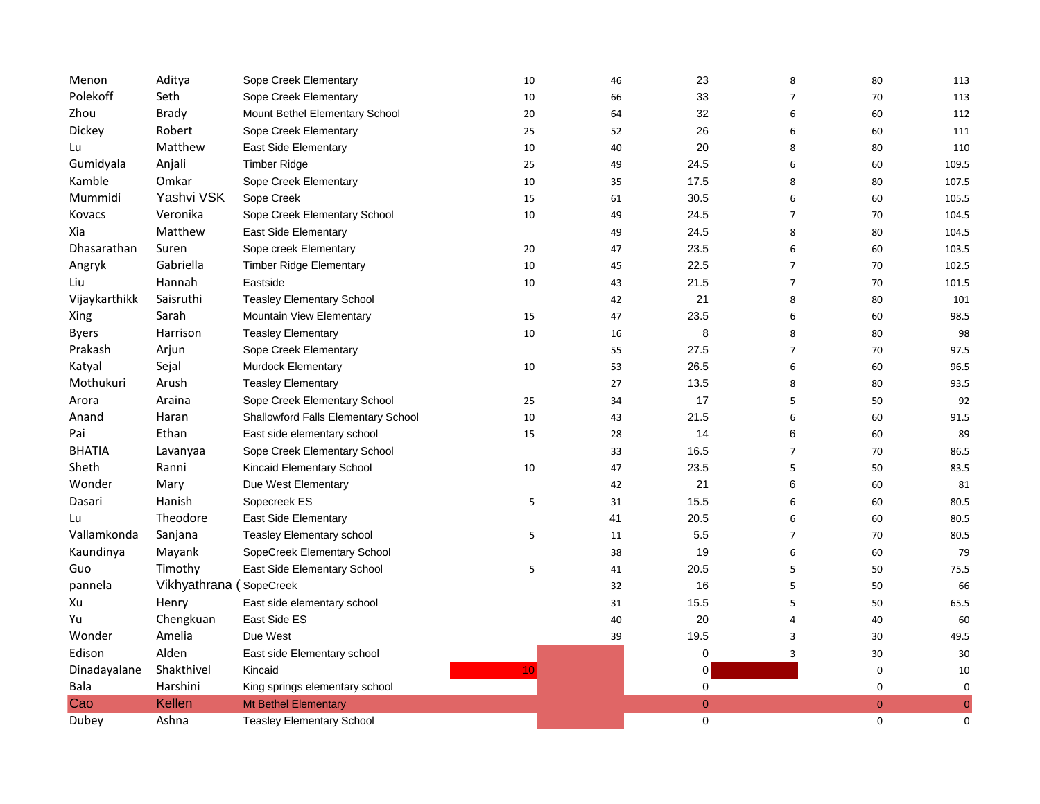| | | | | | | | | |
|---|---|---|---|---|---|---|---|---|
| Menon | Aditya | Sope Creek Elementary | 10 | 46 | 23 | 8 | 80 | 113 |
| Polekoff | Seth | Sope Creek Elementary | 10 | 66 | 33 | 7 | 70 | 113 |
| Zhou | Brady | Mount Bethel Elementary School | 20 | 64 | 32 | 6 | 60 | 112 |
| Dickey | Robert | Sope Creek Elementary | 25 | 52 | 26 | 6 | 60 | 111 |
| Lu | Matthew | East Side Elementary | 10 | 40 | 20 | 8 | 80 | 110 |
| Gumidyala | Anjali | Timber Ridge | 25 | 49 | 24.5 | 6 | 60 | 109.5 |
| Kamble | Omkar | Sope Creek Elementary | 10 | 35 | 17.5 | 8 | 80 | 107.5 |
| Mummidi | Yashvi VSK | Sope Creek | 15 | 61 | 30.5 | 6 | 60 | 105.5 |
| Kovacs | Veronika | Sope Creek Elementary School | 10 | 49 | 24.5 | 7 | 70 | 104.5 |
| Xia | Matthew | East Side Elementary | | 49 | 24.5 | 8 | 80 | 104.5 |
| Dhasarathan | Suren | Sope creek Elementary | 20 | 47 | 23.5 | 6 | 60 | 103.5 |
| Angryk | Gabriella | Timber Ridge Elementary | 10 | 45 | 22.5 | 7 | 70 | 102.5 |
| Liu | Hannah | Eastside | 10 | 43 | 21.5 | 7 | 70 | 101.5 |
| Vijaykarthikk | Saisruthi | Teasley Elementary School | | 42 | 21 | 8 | 80 | 101 |
| Xing | Sarah | Mountain View Elementary | 15 | 47 | 23.5 | 6 | 60 | 98.5 |
| Byers | Harrison | Teasley Elementary | 10 | 16 | 8 | 8 | 80 | 98 |
| Prakash | Arjun | Sope Creek Elementary | | 55 | 27.5 | 7 | 70 | 97.5 |
| Katyal | Sejal | Murdock Elementary | 10 | 53 | 26.5 | 6 | 60 | 96.5 |
| Mothukuri | Arush | Teasley Elementary | | 27 | 13.5 | 8 | 80 | 93.5 |
| Arora | Araina | Sope Creek Elementary School | 25 | 34 | 17 | 5 | 50 | 92 |
| Anand | Haran | Shallowford Falls Elementary School | 10 | 43 | 21.5 | 6 | 60 | 91.5 |
| Pai | Ethan | East side elementary school | 15 | 28 | 14 | 6 | 60 | 89 |
| BHATIA | Lavanyaa | Sope Creek Elementary School | | 33 | 16.5 | 7 | 70 | 86.5 |
| Sheth | Ranni | Kincaid Elementary School | 10 | 47 | 23.5 | 5 | 50 | 83.5 |
| Wonder | Mary | Due West Elementary | | 42 | 21 | 6 | 60 | 81 |
| Dasari | Hanish | Sopecreek ES | 5 | 31 | 15.5 | 6 | 60 | 80.5 |
| Lu | Theodore | East Side Elementary | | 41 | 20.5 | 6 | 60 | 80.5 |
| Vallamkonda | Sanjana | Teasley Elementary school | 5 | 11 | 5.5 | 7 | 70 | 80.5 |
| Kaundinya | Mayank | SopeCreek Elementary School | | 38 | 19 | 6 | 60 | 79 |
| Guo | Timothy | East Side Elementary School | 5 | 41 | 20.5 | 5 | 50 | 75.5 |
| pannela | Vikhyathrana ( | SopeCreek | | 32 | 16 | 5 | 50 | 66 |
| Xu | Henry | East side elementary school | | 31 | 15.5 | 5 | 50 | 65.5 |
| Yu | Chengkuan | East Side ES | | 40 | 20 | 4 | 40 | 60 |
| Wonder | Amelia | Due West | | 39 | 19.5 | 3 | 30 | 49.5 |
| Edison | Alden | East side Elementary school | | | 0 | 3 | 30 | 30 |
| Dinadayalane | Shakthivel | Kincaid | 10 | | 0 | | 0 | 10 |
| Bala | Harshini | King springs elementary school | | | 0 | | 0 | 0 |
| Cao | Kellen | Mt Bethel Elementary | | | 0 | | 0 | 0 |
| Dubey | Ashna | Teasley Elementary School | | | 0 | | 0 | 0 |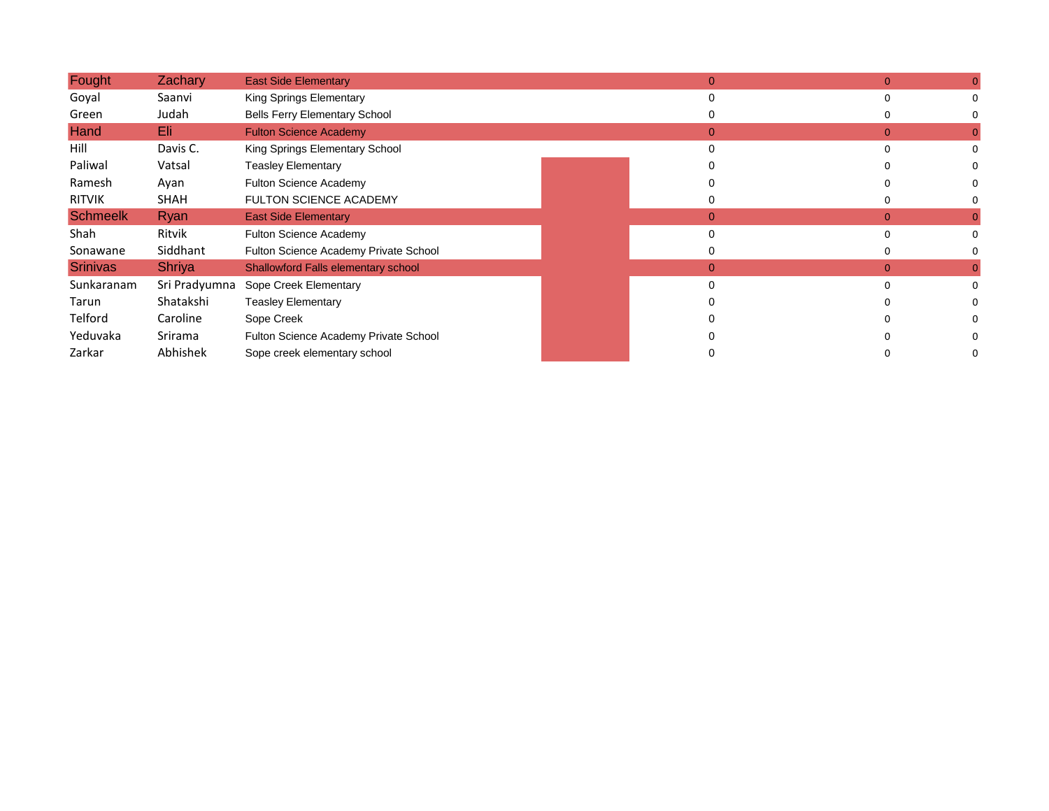| | | | | | | |
|---|---|---|---|---|---|---|
| Fought | Zachary | East Side Elementary | | 0 | 0 | 0 |
| Goyal | Saanvi | King Springs Elementary | | 0 | 0 | 0 |
| Green | Judah | Bells Ferry Elementary School | | 0 | 0 | 0 |
| Hand | Eli | Fulton Science Academy | | 0 | 0 | 0 |
| Hill | Davis C. | King Springs Elementary School | | 0 | 0 | 0 |
| Paliwal | Vatsal | Teasley Elementary | | 0 | 0 | 0 |
| Ramesh | Ayan | Fulton Science Academy | | 0 | 0 | 0 |
| RITVIK | SHAH | FULTON SCIENCE ACADEMY | | 0 | 0 | 0 |
| Schmeelk | Ryan | East Side Elementary | | 0 | 0 | 0 |
| Shah | Ritvik | Fulton Science Academy | | 0 | 0 | 0 |
| Sonawane | Siddhant | Fulton Science Academy Private School | | 0 | 0 | 0 |
| Srinivas | Shriya | Shallowford Falls elementary school | | 0 | 0 | 0 |
| Sunkaranam | Sri Pradyumna | Sope Creek Elementary | | 0 | 0 | 0 |
| Tarun | Shatakshi | Teasley Elementary | | 0 | 0 | 0 |
| Telford | Caroline | Sope Creek | | 0 | 0 | 0 |
| Yeduvaka | Srirama | Fulton Science Academy Private School | | 0 | 0 | 0 |
| Zarkar | Abhishek | Sope creek elementary school | | 0 | 0 | 0 |